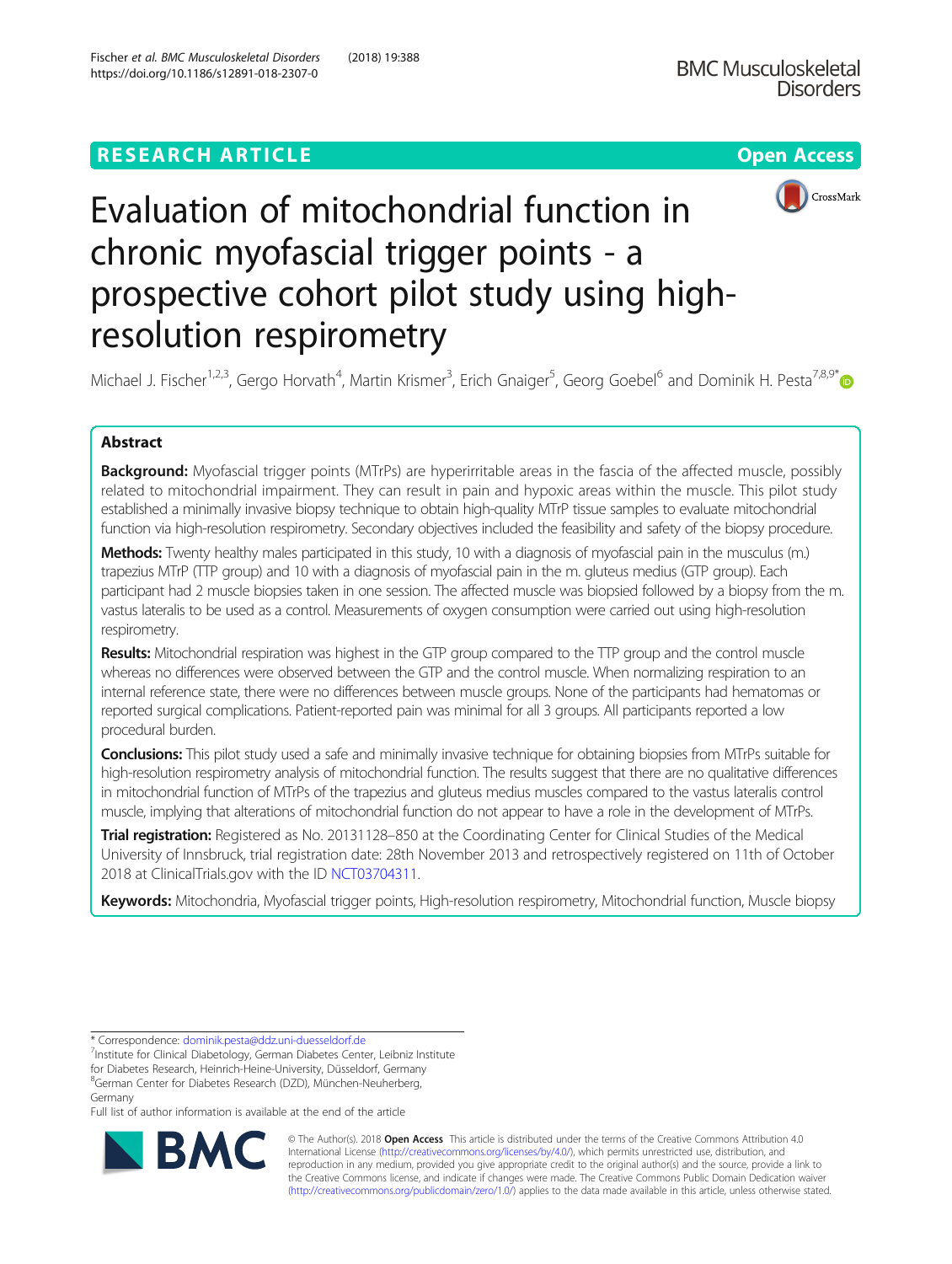# Evaluation of mitochondrial function in chronic myofascial trigger points - a prospective cohort pilot study using high-resolution respirometry

Michael J. Fischer[1,2,3], Gergo Horvath[4], Martin Krismer[3], Erich Gnaiger[5], Georg Goebel[6] and Dominik H. Pesta[7,8,9*]

## Abstract

**Background:** Myofascial trigger points (MTrPs) are hyperirritable areas in the fascia of the affected muscle, possibly related to mitochondrial impairment. They can result in pain and hypoxic areas within the muscle. This pilot study established a minimally invasive biopsy technique to obtain high-quality MTrP tissue samples to evaluate mitochondrial function via high-resolution respirometry. Secondary objectives included the feasibility and safety of the biopsy procedure.

**Methods:** Twenty healthy males participated in this study, 10 with a diagnosis of myofascial pain in the musculus (m.) trapezius MTrP (TTP group) and 10 with a diagnosis of myofascial pain in the m. gluteus medius (GTP group). Each participant had 2 muscle biopsies taken in one session. The affected muscle was biopsied followed by a biopsy from the m. vastus lateralis to be used as a control. Measurements of oxygen consumption were carried out using high-resolution respirometry.

**Results:** Mitochondrial respiration was highest in the GTP group compared to the TTP group and the control muscle whereas no differences were observed between the GTP and the control muscle. When normalizing respiration to an internal reference state, there were no differences between muscle groups. None of the participants had hematomas or reported surgical complications. Patient-reported pain was minimal for all 3 groups. All participants reported a low procedural burden.

**Conclusions:** This pilot study used a safe and minimally invasive technique for obtaining biopsies from MTrPs suitable for high-resolution respirometry analysis of mitochondrial function. The results suggest that there are no qualitative differences in mitochondrial function of MTrPs of the trapezius and gluteus medius muscles compared to the vastus lateralis control muscle, implying that alterations of mitochondrial function do not appear to have a role in the development of MTrPs.

**Trial registration:** Registered as No. 20131128–850 at the Coordinating Center for Clinical Studies of the Medical University of Innsbruck, trial registration date: 28th November 2013 and retrospectively registered on 11th of October 2018 at ClinicalTrials.gov with the ID NCT03704311.

**Keywords:** Mitochondria, Myofascial trigger points, High-resolution respirometry, Mitochondrial function, Muscle biopsy

---

* Correspondence: dominik.pesta@ddz.uni-duesseldorf.de

[7]Institute for Clinical Diabetology, German Diabetes Center, Leibniz Institute for Diabetes Research, Heinrich-Heine-University, Düsseldorf, Germany

[8]German Center for Diabetes Research (DZD), München-Neuherberg, Germany

Full list of author information is available at the end of the article

© The Author(s). 2018 **Open Access** This article is distributed under the terms of the Creative Commons Attribution 4.0 International License (http://creativecommons.org/licenses/by/4.0/), which permits unrestricted use, distribution, and reproduction in any medium, provided you give appropriate credit to the original author(s) and the source, provide a link to the Creative Commons license, and indicate if changes were made. The Creative Commons Public Domain Dedication waiver (http://creativecommons.org/publicdomain/zero/1.0/) applies to the data made available in this article, unless otherwise stated.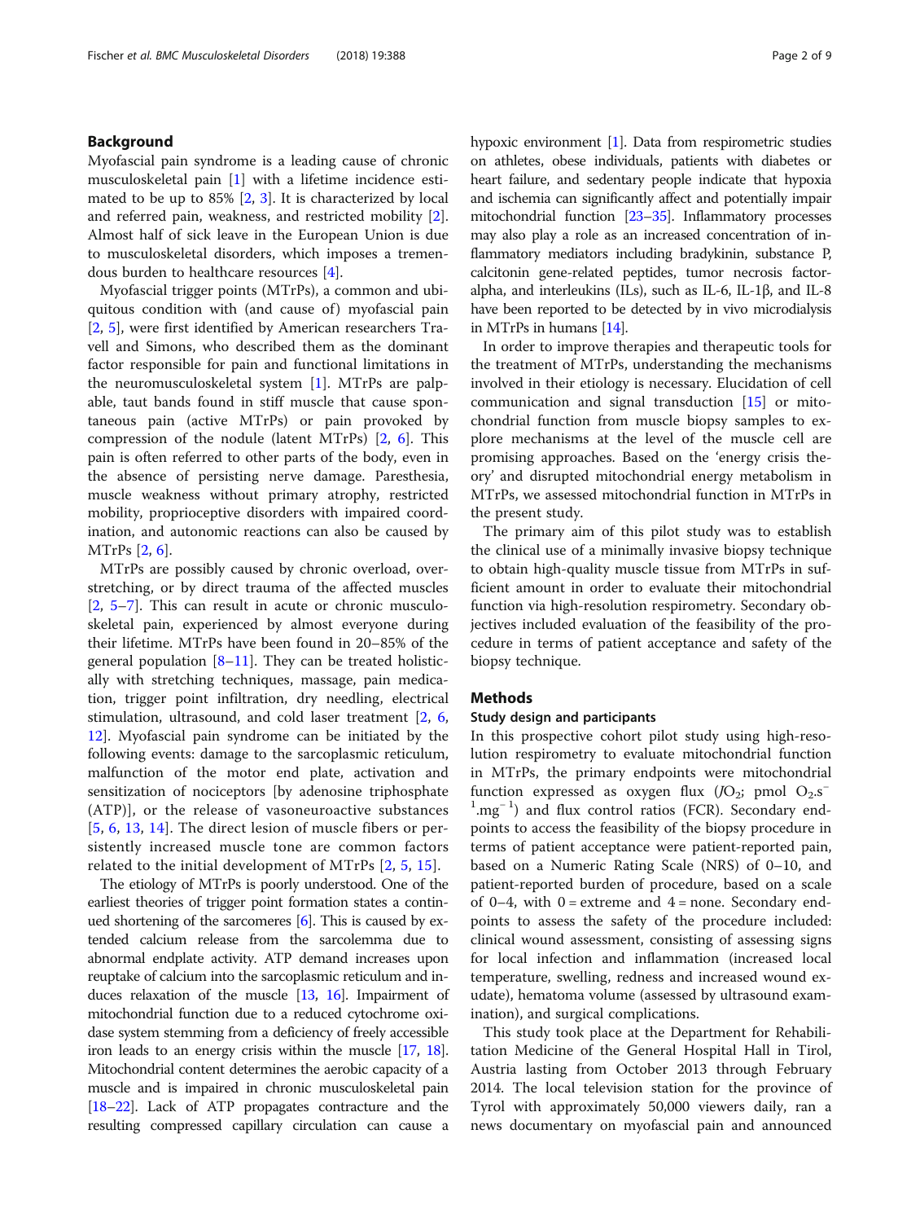## Background

Myofascial pain syndrome is a leading cause of chronic musculoskeletal pain [1] with a lifetime incidence estimated to be up to 85% [2, 3]. It is characterized by local and referred pain, weakness, and restricted mobility [2]. Almost half of sick leave in the European Union is due to musculoskeletal disorders, which imposes a tremendous burden to healthcare resources [4].

Myofascial trigger points (MTrPs), a common and ubiquitous condition with (and cause of) myofascial pain [2, 5], were first identified by American researchers Travell and Simons, who described them as the dominant factor responsible for pain and functional limitations in the neuromusculoskeletal system [1]. MTrPs are palpable, taut bands found in stiff muscle that cause spontaneous pain (active MTrPs) or pain provoked by compression of the nodule (latent MTrPs) [2, 6]. This pain is often referred to other parts of the body, even in the absence of persisting nerve damage. Paresthesia, muscle weakness without primary atrophy, restricted mobility, proprioceptive disorders with impaired coordination, and autonomic reactions can also be caused by MTrPs [2, 6].

MTrPs are possibly caused by chronic overload, overstretching, or by direct trauma of the affected muscles [2, 5–7]. This can result in acute or chronic musculoskeletal pain, experienced by almost everyone during their lifetime. MTrPs have been found in 20–85% of the general population [8–11]. They can be treated holistically with stretching techniques, massage, pain medication, trigger point infiltration, dry needling, electrical stimulation, ultrasound, and cold laser treatment [2, 6, 12]. Myofascial pain syndrome can be initiated by the following events: damage to the sarcoplasmic reticulum, malfunction of the motor end plate, activation and sensitization of nociceptors [by adenosine triphosphate (ATP)], or the release of vasoneuroactive substances [5, 6, 13, 14]. The direct lesion of muscle fibers or persistently increased muscle tone are common factors related to the initial development of MTrPs [2, 5, 15].

The etiology of MTrPs is poorly understood. One of the earliest theories of trigger point formation states a continued shortening of the sarcomeres [6]. This is caused by extended calcium release from the sarcolemma due to abnormal endplate activity. ATP demand increases upon reuptake of calcium into the sarcoplasmic reticulum and induces relaxation of the muscle [13, 16]. Impairment of mitochondrial function due to a reduced cytochrome oxidase system stemming from a deficiency of freely accessible iron leads to an energy crisis within the muscle [17, 18]. Mitochondrial content determines the aerobic capacity of a muscle and is impaired in chronic musculoskeletal pain [18–22]. Lack of ATP propagates contracture and the resulting compressed capillary circulation can cause a hypoxic environment [1]. Data from respirometric studies on athletes, obese individuals, patients with diabetes or heart failure, and sedentary people indicate that hypoxia and ischemia can significantly affect and potentially impair mitochondrial function [23–35]. Inflammatory processes may also play a role as an increased concentration of inflammatory mediators including bradykinin, substance P, calcitonin gene-related peptides, tumor necrosis factor-alpha, and interleukins (ILs), such as IL-6, IL-1β, and IL-8 have been reported to be detected by in vivo microdialysis in MTrPs in humans [14].

In order to improve therapies and therapeutic tools for the treatment of MTrPs, understanding the mechanisms involved in their etiology is necessary. Elucidation of cell communication and signal transduction [15] or mitochondrial function from muscle biopsy samples to explore mechanisms at the level of the muscle cell are promising approaches. Based on the 'energy crisis theory' and disrupted mitochondrial energy metabolism in MTrPs, we assessed mitochondrial function in MTrPs in the present study.

The primary aim of this pilot study was to establish the clinical use of a minimally invasive biopsy technique to obtain high-quality muscle tissue from MTrPs in sufficient amount in order to evaluate their mitochondrial function via high-resolution respirometry. Secondary objectives included evaluation of the feasibility of the procedure in terms of patient acceptance and safety of the biopsy technique.

## Methods

### Study design and participants

In this prospective cohort pilot study using high-resolution respirometry to evaluate mitochondrial function in MTrPs, the primary endpoints were mitochondrial function expressed as oxygen flux ($JO_2$; pmol $O_2.s^{-1}.mg^{-1}$) and flux control ratios (FCR). Secondary endpoints to access the feasibility of the biopsy procedure in terms of patient acceptance were patient-reported pain, based on a Numeric Rating Scale (NRS) of 0–10, and patient-reported burden of procedure, based on a scale of 0–4, with 0 = extreme and 4 = none. Secondary endpoints to assess the safety of the procedure included: clinical wound assessment, consisting of assessing signs for local infection and inflammation (increased local temperature, swelling, redness and increased wound exudate), hematoma volume (assessed by ultrasound examination), and surgical complications.

This study took place at the Department for Rehabilitation Medicine of the General Hospital Hall in Tirol, Austria lasting from October 2013 through February 2014. The local television station for the province of Tyrol with approximately 50,000 viewers daily, ran a news documentary on myofascial pain and announced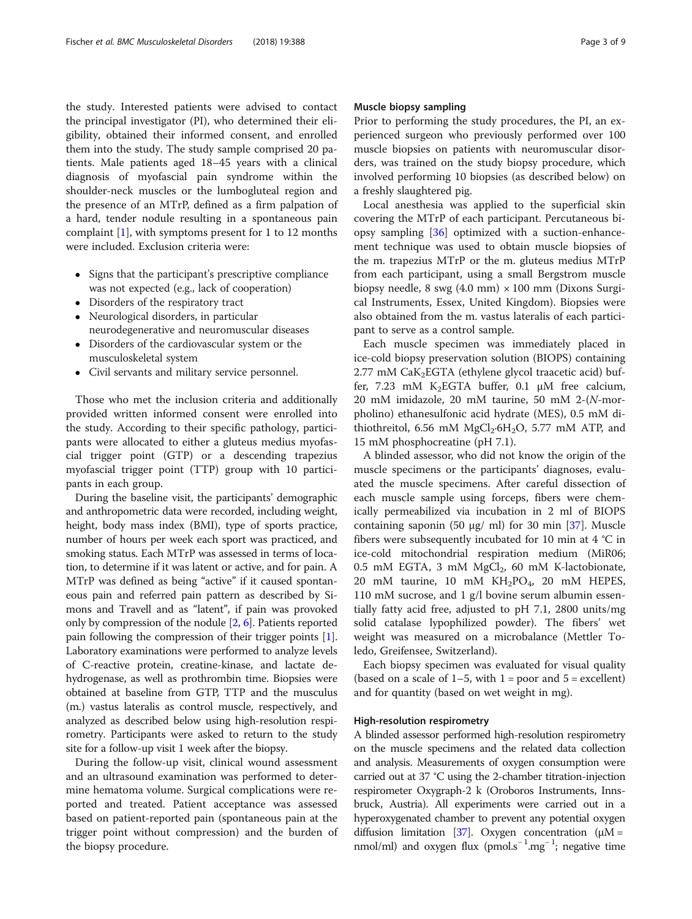the study. Interested patients were advised to contact the principal investigator (PI), who determined their eligibility, obtained their informed consent, and enrolled them into the study. The study sample comprised 20 patients. Male patients aged 18–45 years with a clinical diagnosis of myofascial pain syndrome within the shoulder-neck muscles or the lumbogluteal region and the presence of an MTrP, defined as a firm palpation of a hard, tender nodule resulting in a spontaneous pain complaint [1], with symptoms present for 1 to 12 months were included. Exclusion criteria were:

- Signs that the participant's prescriptive compliance was not expected (e.g., lack of cooperation)
- Disorders of the respiratory tract
- Neurological disorders, in particular neurodegenerative and neuromuscular diseases
- Disorders of the cardiovascular system or the musculoskeletal system
- Civil servants and military service personnel.

Those who met the inclusion criteria and additionally provided written informed consent were enrolled into the study. According to their specific pathology, participants were allocated to either a gluteus medius myofascial trigger point (GTP) or a descending trapezius myofascial trigger point (TTP) group with 10 participants in each group.

During the baseline visit, the participants' demographic and anthropometric data were recorded, including weight, height, body mass index (BMI), type of sports practice, number of hours per week each sport was practiced, and smoking status. Each MTrP was assessed in terms of location, to determine if it was latent or active, and for pain. A MTrP was defined as being "active" if it caused spontaneous pain and referred pain pattern as described by Simons and Travell and as "latent", if pain was provoked only by compression of the nodule [2, 6]. Patients reported pain following the compression of their trigger points [1]. Laboratory examinations were performed to analyze levels of C-reactive protein, creatine-kinase, and lactate dehydrogenase, as well as prothrombin time. Biopsies were obtained at baseline from GTP, TTP and the musculus (m.) vastus lateralis as control muscle, respectively, and analyzed as described below using high-resolution respirometry. Participants were asked to return to the study site for a follow-up visit 1 week after the biopsy.

During the follow-up visit, clinical wound assessment and an ultrasound examination was performed to determine hematoma volume. Surgical complications were reported and treated. Patient acceptance was assessed based on patient-reported pain (spontaneous pain at the trigger point without compression) and the burden of the biopsy procedure.

### Muscle biopsy sampling

Prior to performing the study procedures, the PI, an experienced surgeon who previously performed over 100 muscle biopsies on patients with neuromuscular disorders, was trained on the study biopsy procedure, which involved performing 10 biopsies (as described below) on a freshly slaughtered pig.

Local anesthesia was applied to the superficial skin covering the MTrP of each participant. Percutaneous biopsy sampling [36] optimized with a suction-enhancement technique was used to obtain muscle biopsies of the m. trapezius MTrP or the m. gluteus medius MTrP from each participant, using a small Bergstrom muscle biopsy needle, 8 swg (4.0 mm) × 100 mm (Dixons Surgical Instruments, Essex, United Kingdom). Biopsies were also obtained from the m. vastus lateralis of each participant to serve as a control sample.

Each muscle specimen was immediately placed in ice-cold biopsy preservation solution (BIOPS) containing 2.77 mM $CaK_2EGTA$ (ethylene glycol traacetic acid) buffer, 7.23 mM $K_2EGTA$ buffer, 0.1 μM free calcium, 20 mM imidazole, 20 mM taurine, 50 mM 2-(*N*-morpholino) ethanesulfonic acid hydrate (MES), 0.5 mM dithiothreitol, 6.56 mM $MgCl_2{\cdot}6H_2O$, 5.77 mM ATP, and 15 mM phosphocreatine (pH 7.1).

A blinded assessor, who did not know the origin of the muscle specimens or the participants' diagnoses, evaluated the muscle specimens. After careful dissection of each muscle sample using forceps, fibers were chemically permeabilized via incubation in 2 ml of BIOPS containing saponin (50 μg/ ml) for 30 min [37]. Muscle fibers were subsequently incubated for 10 min at 4 °C in ice-cold mitochondrial respiration medium (MiR06; 0.5 mM EGTA, 3 mM $MgCl_2$, 60 mM K-lactobionate, 20 mM taurine, 10 mM $KH_2PO_4$, 20 mM HEPES, 110 mM sucrose, and 1 g/l bovine serum albumin essentially fatty acid free, adjusted to pH 7.1, 2800 units/mg solid catalase lypophilized powder). The fibers' wet weight was measured on a microbalance (Mettler Toledo, Greifensee, Switzerland).

Each biopsy specimen was evaluated for visual quality (based on a scale of 1–5, with 1 = poor and 5 = excellent) and for quantity (based on wet weight in mg).

### High-resolution respirometry

A blinded assessor performed high-resolution respirometry on the muscle specimens and the related data collection and analysis. Measurements of oxygen consumption were carried out at 37 °C using the 2-chamber titration-injection respirometer Oxygraph-2 k (Oroboros Instruments, Innsbruck, Austria). All experiments were carried out in a hyperoxygenated chamber to prevent any potential oxygen diffusion limitation [37]. Oxygen concentration (μM = nmol/ml) and oxygen flux ($pmol.s^{-1}.mg^{-1}$; negative time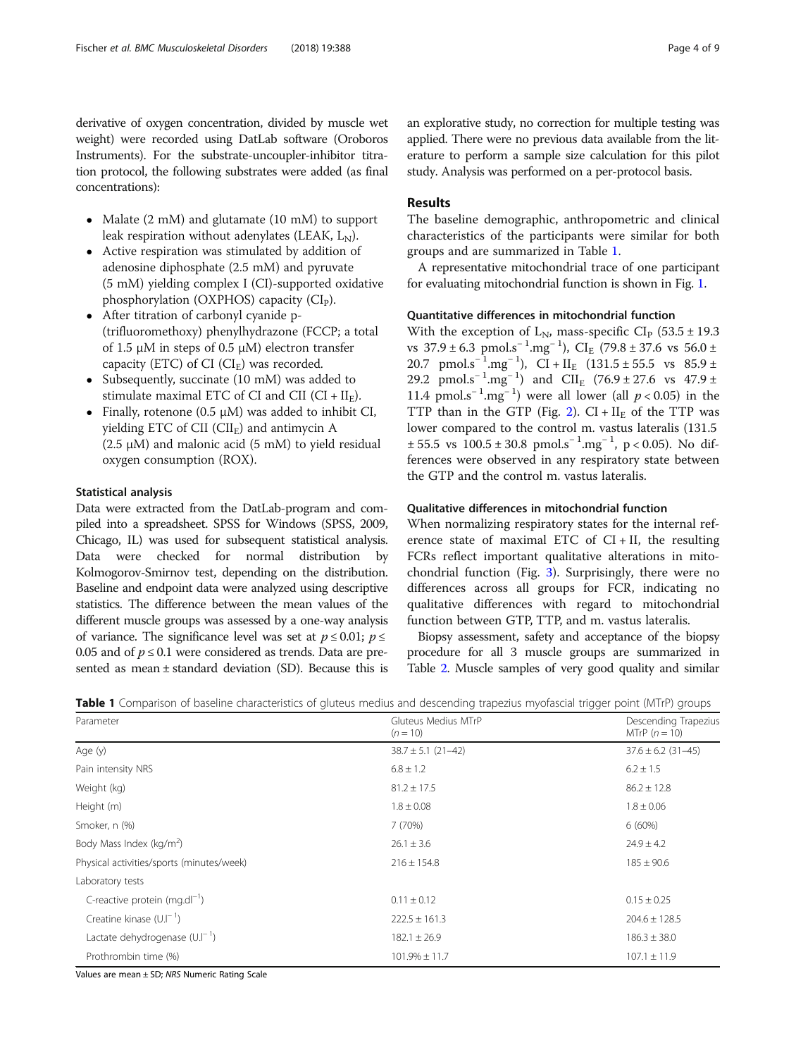derivative of oxygen concentration, divided by muscle wet weight) were recorded using DatLab software (Oroboros Instruments). For the substrate-uncoupler-inhibitor titration protocol, the following substrates were added (as final concentrations):

- Malate (2 mM) and glutamate (10 mM) to support leak respiration without adenylates (LEAK, $L_N$).
- Active respiration was stimulated by addition of adenosine diphosphate (2.5 mM) and pyruvate (5 mM) yielding complex I (CI)-supported oxidative phosphorylation (OXPHOS) capacity ($CI_P$).
- After titration of carbonyl cyanide p-(trifluoromethoxy) phenylhydrazone (FCCP; a total of 1.5 μM in steps of 0.5 μM) electron transfer capacity (ETC) of CI ($CI_E$) was recorded.
- Subsequently, succinate (10 mM) was added to stimulate maximal ETC of CI and CII ($CI + II_E$).
- Finally, rotenone (0.5 μM) was added to inhibit CI, yielding ETC of CII ($CII_E$) and antimycin A (2.5 μM) and malonic acid (5 mM) to yield residual oxygen consumption (ROX).

### Statistical analysis

Data were extracted from the DatLab-program and compiled into a spreadsheet. SPSS for Windows (SPSS, 2009, Chicago, IL) was used for subsequent statistical analysis. Data were checked for normal distribution by Kolmogorov-Smirnov test, depending on the distribution. Baseline and endpoint data were analyzed using descriptive statistics. The difference between the mean values of the different muscle groups was assessed by a one-way analysis of variance. The significance level was set at $p \leq 0.01$; $p \leq 0.05$ and of $p \leq 0.1$ were considered as trends. Data are presented as mean ± standard deviation (SD). Because this is an explorative study, no correction for multiple testing was applied. There were no previous data available from the literature to perform a sample size calculation for this pilot study. Analysis was performed on a per-protocol basis.

## Results

The baseline demographic, anthropometric and clinical characteristics of the participants were similar for both groups and are summarized in Table 1.

A representative mitochondrial trace of one participant for evaluating mitochondrial function is shown in Fig. 1.

### Quantitative differences in mitochondrial function

With the exception of $L_N$, mass-specific $CI_P$ (53.5 ± 19.3 vs 37.9 ± 6.3 $pmol.s^{-1}.mg^{-1}$), $CI_E$ (79.8 ± 37.6 vs 56.0 ± 20.7 $pmol.s^{-1}.mg^{-1}$), $CI + II_E$ (131.5 ± 55.5 vs 85.9 ± 29.2 $pmol.s^{-1}.mg^{-1}$) and $CII_E$ (76.9 ± 27.6 vs 47.9 ± 11.4 $pmol.s^{-1}.mg^{-1}$) were all lower (all $p < 0.05$) in the TTP than in the GTP (Fig. 2). $CI + II_E$ of the TTP was lower compared to the control m. vastus lateralis (131.5 ± 55.5 vs 100.5 ± 30.8 $pmol.s^{-1}.mg^{-1}$, $p < 0.05$). No differences were observed in any respiratory state between the GTP and the control m. vastus lateralis.

### Qualitative differences in mitochondrial function

When normalizing respiratory states for the internal reference state of maximal ETC of CI + II, the resulting FCRs reflect important qualitative alterations in mitochondrial function (Fig. 3). Surprisingly, there were no differences across all groups for FCR, indicating no qualitative differences with regard to mitochondrial function between GTP, TTP, and m. vastus lateralis.

Biopsy assessment, safety and acceptance of the biopsy procedure for all 3 muscle groups are summarized in Table 2. Muscle samples of very good quality and similar

**Table 1** Comparison of baseline characteristics of gluteus medius and descending trapezius myofascial trigger point (MTrP) groups

| Parameter | Gluteus Medius MTrP ($n = 10$) | Descending Trapezius MTrP ($n = 10$) |
|---|---|---|
| Age (y) | 38.7 ± 5.1 (21–42) | 37.6 ± 6.2 (31–45) |
| Pain intensity NRS | 6.8 ± 1.2 | 6.2 ± 1.5 |
| Weight (kg) | 81.2 ± 17.5 | 86.2 ± 12.8 |
| Height (m) | 1.8 ± 0.08 | 1.8 ± 0.06 |
| Smoker, n (%) | 7 (70%) | 6 (60%) |
| Body Mass Index ($kg/m^2$) | 26.1 ± 3.6 | 24.9 ± 4.2 |
| Physical activities/sports (minutes/week) | 216 ± 154.8 | 185 ± 90.6 |
| Laboratory tests | | |
| C-reactive protein ($mg.dl^{-1}$) | 0.11 ± 0.12 | 0.15 ± 0.25 |
| Creatine kinase ($U.l^{-1}$) | 222.5 ± 161.3 | 204.6 ± 128.5 |
| Lactate dehydrogenase ($U.l^{-1}$) | 182.1 ± 26.9 | 186.3 ± 38.0 |
| Prothrombin time (%) | 101.9% ± 11.7 | 107.1 ± 11.9 |

Values are mean ± SD; *NRS* Numeric Rating Scale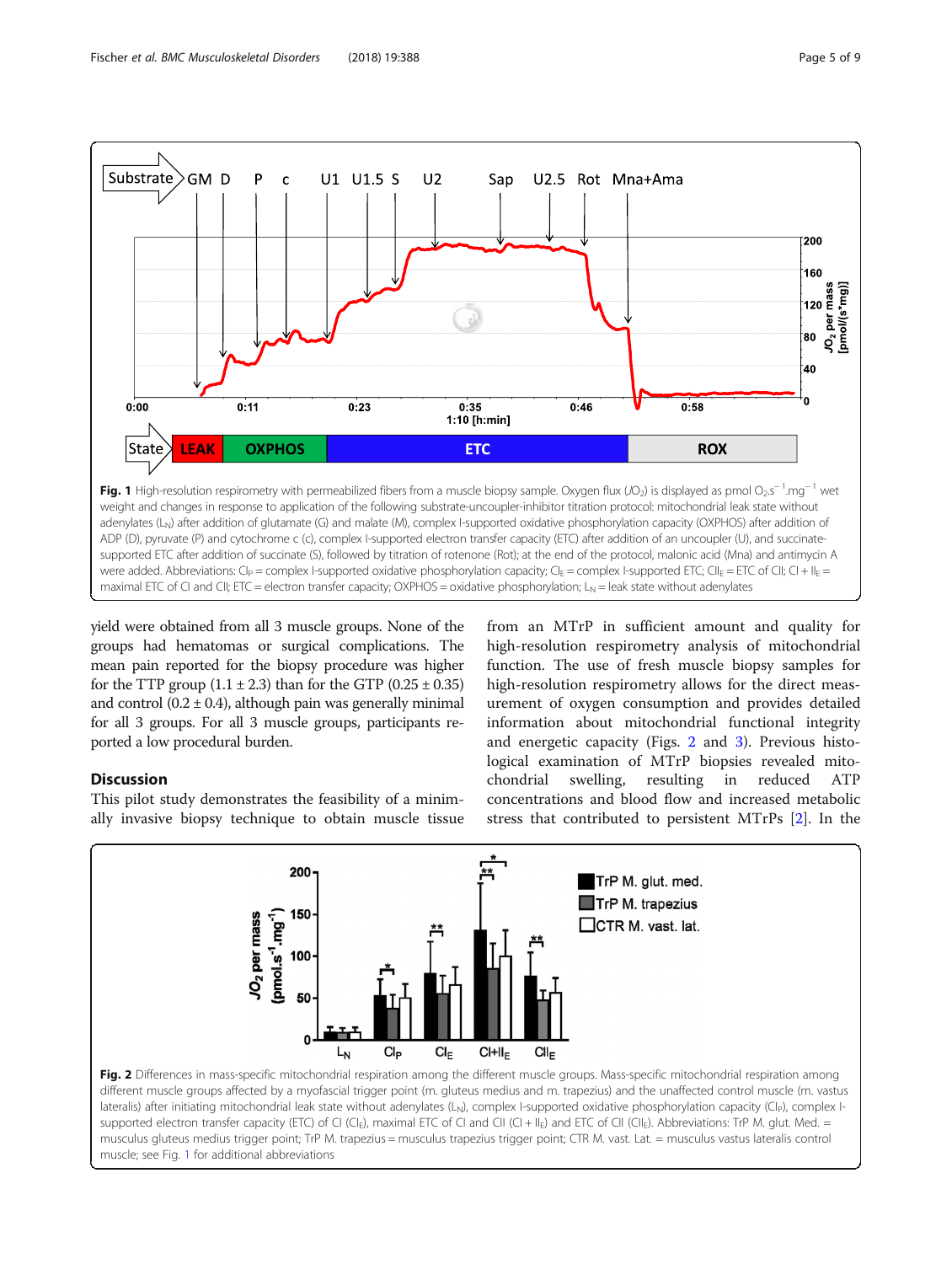Fig. 1 High-resolution respirometry with permeabilized fibers from a muscle biopsy sample. Oxygen flux ($JO_2$) is displayed as pmol $O_2.s^{-1}.mg^{-1}$ wet weight and changes in response to application of the following substrate-uncoupler-inhibitor titration protocol: mitochondrial leak state without adenylates ($L_N$) after addition of glutamate (G) and malate (M), complex I-supported oxidative phosphorylation capacity (OXPHOS) after addition of ADP (D), pyruvate (P) and cytochrome c (c), complex I-supported electron transfer capacity (ETC) after addition of an uncoupler (U), and succinate-supported ETC after addition of succinate (S), followed by titration of rotenone (Rot); at the end of the protocol, malonic acid (Mna) and antimycin A were added. Abbreviations: $CI_P$ = complex I-supported oxidative phosphorylation capacity; $CI_E$ = complex I-supported ETC; $CII_E$ = ETC of CII; $CI + II_E$ = maximal ETC of CI and CII; ETC = electron transfer capacity; OXPHOS = oxidative phosphorylation; $L_N$ = leak state without adenylates

yield were obtained from all 3 muscle groups. None of the groups had hematomas or surgical complications. The mean pain reported for the biopsy procedure was higher for the TTP group (1.1 ± 2.3) than for the GTP (0.25 ± 0.35) and control (0.2 ± 0.4), although pain was generally minimal for all 3 groups. For all 3 muscle groups, participants reported a low procedural burden.

## Discussion

This pilot study demonstrates the feasibility of a minimally invasive biopsy technique to obtain muscle tissue from an MTrP in sufficient amount and quality for high-resolution respirometry analysis of mitochondrial function. The use of fresh muscle biopsy samples for high-resolution respirometry allows for the direct measurement of oxygen consumption and provides detailed information about mitochondrial functional integrity and energetic capacity (Figs. 2 and 3). Previous histological examination of MTrP biopsies revealed mitochondrial swelling, resulting in reduced ATP concentrations and blood flow and increased metabolic stress that contributed to persistent MTrPs [2]. In the

Fig. 2 Differences in mass-specific mitochondrial respiration among the different muscle groups. Mass-specific mitochondrial respiration among different muscle groups affected by a myofascial trigger point (m. gluteus medius and m. trapezius) and the unaffected control muscle (m. vastus lateralis) after initiating mitochondrial leak state without adenylates ($L_N$), complex I-supported oxidative phosphorylation capacity ($CI_P$), complex I-supported electron transfer capacity (ETC) of CI ($CI_E$), maximal ETC of CI and CII ($CI + II_E$) and ETC of CII ($CII_E$). Abbreviations: TrP M. glut. Med. = musculus gluteus medius trigger point; TrP M. trapezius = musculus trapezius trigger point; CTR M. vast. Lat. = musculus vastus lateralis control muscle; see Fig. 1 for additional abbreviations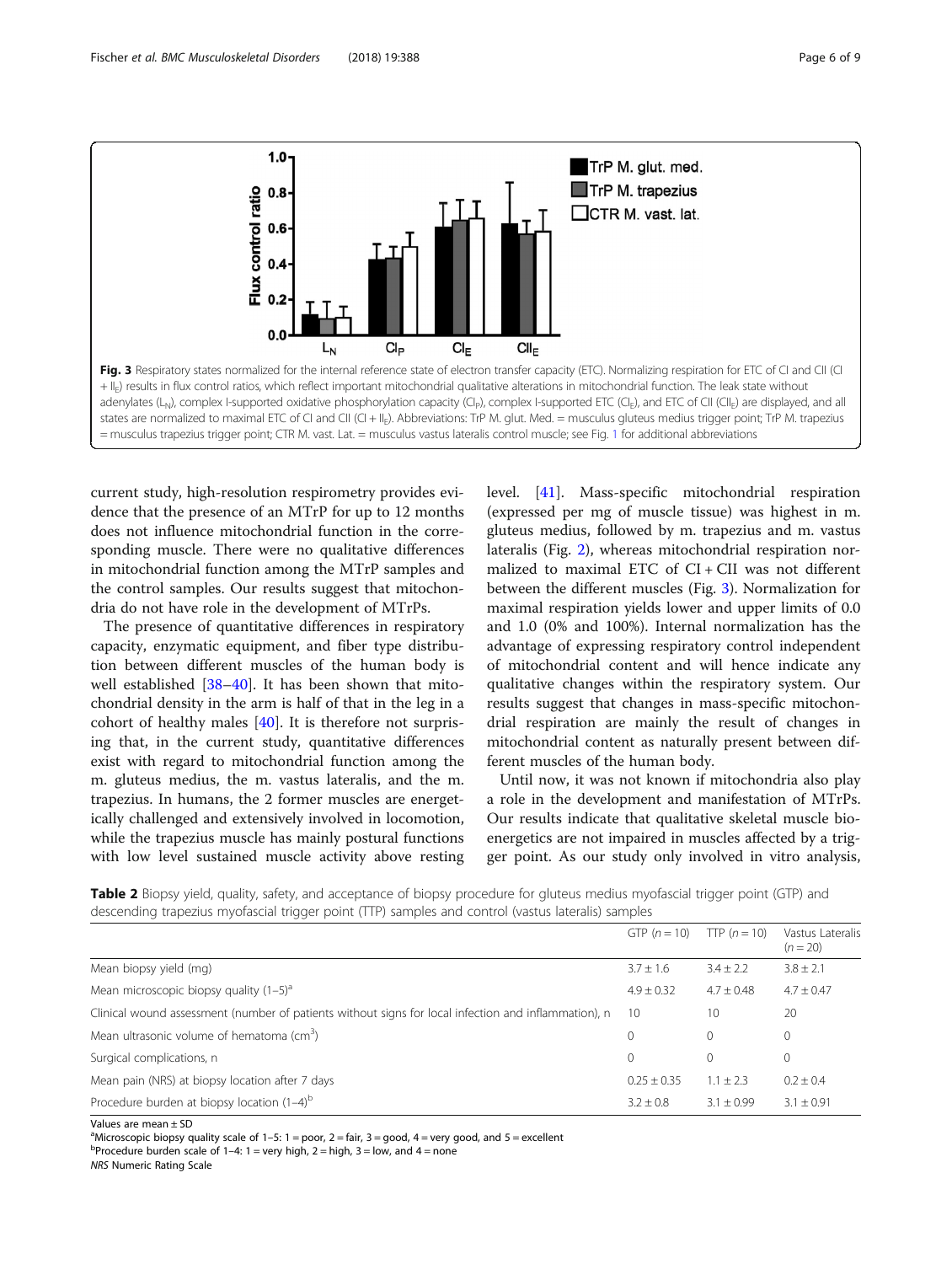Fig. 3 Respiratory states normalized for the internal reference state of electron transfer capacity (ETC). Normalizing respiration for ETC of CI and CII ($CI + II_E$) results in flux control ratios, which reflect important mitochondrial qualitative alterations in mitochondrial function. The leak state without adenylates ($L_N$), complex I-supported oxidative phosphorylation capacity ($CI_P$), complex I-supported ETC ($CI_E$), and ETC of CII ($CII_E$) are displayed, and all states are normalized to maximal ETC of CI and CII ($CI + II_E$). Abbreviations: TrP M. glut. Med. = musculus gluteus medius trigger point; TrP M. trapezius = musculus trapezius trigger point; CTR M. vast. Lat. = musculus vastus lateralis control muscle; see Fig. 1 for additional abbreviations

current study, high-resolution respirometry provides evidence that the presence of an MTrP for up to 12 months does not influence mitochondrial function in the corresponding muscle. There were no qualitative differences in mitochondrial function among the MTrP samples and the control samples. Our results suggest that mitochondria do not have role in the development of MTrPs.

The presence of quantitative differences in respiratory capacity, enzymatic equipment, and fiber type distribution between different muscles of the human body is well established [38–40]. It has been shown that mitochondrial density in the arm is half of that in the leg in a cohort of healthy males [40]. It is therefore not surprising that, in the current study, quantitative differences exist with regard to mitochondrial function among the m. gluteus medius, the m. vastus lateralis, and the m. trapezius. In humans, the 2 former muscles are energetically challenged and extensively involved in locomotion, while the trapezius muscle has mainly postural functions with low level sustained muscle activity above resting level. [41]. Mass-specific mitochondrial respiration (expressed per mg of muscle tissue) was highest in m. gluteus medius, followed by m. trapezius and m. vastus lateralis (Fig. 2), whereas mitochondrial respiration normalized to maximal ETC of CI + CII was not different between the different muscles (Fig. 3). Normalization for maximal respiration yields lower and upper limits of 0.0 and 1.0 (0% and 100%). Internal normalization has the advantage of expressing respiratory control independent of mitochondrial content and will hence indicate any qualitative changes within the respiratory system. Our results suggest that changes in mass-specific mitochondrial respiration are mainly the result of changes in mitochondrial content as naturally present between different muscles of the human body.

Until now, it was not known if mitochondria also play a role in the development and manifestation of MTrPs. Our results indicate that qualitative skeletal muscle bioenergetics are not impaired in muscles affected by a trigger point. As our study only involved in vitro analysis,

**Table 2** Biopsy yield, quality, safety, and acceptance of biopsy procedure for gluteus medius myofascial trigger point (GTP) and descending trapezius myofascial trigger point (TTP) samples and control (vastus lateralis) samples

| | GTP ($n = 10$) | TTP ($n = 10$) | Vastus Lateralis ($n = 20$) |
|---|---|---|---|
| Mean biopsy yield (mg) | 3.7 ± 1.6 | 3.4 ± 2.2 | 3.8 ± 2.1 |
| Mean microscopic biopsy quality (1–5)[a] | 4.9 ± 0.32 | 4.7 ± 0.48 | 4.7 ± 0.47 |
| Clinical wound assessment (number of patients without signs for local infection and inflammation), n | 10 | 10 | 20 |
| Mean ultrasonic volume of hematoma ($cm^3$) | 0 | 0 | 0 |
| Surgical complications, n | 0 | 0 | 0 |
| Mean pain (NRS) at biopsy location after 7 days | 0.25 ± 0.35 | 1.1 ± 2.3 | 0.2 ± 0.4 |
| Procedure burden at biopsy location (1–4)[b] | 3.2 ± 0.8 | 3.1 ± 0.99 | 3.1 ± 0.91 |

Values are mean ± SD
[a]Microscopic biopsy quality scale of 1–5: 1 = poor, 2 = fair, 3 = good, 4 = very good, and 5 = excellent
[b]Procedure burden scale of 1–4: 1 = very high, 2 = high, 3 = low, and 4 = none
*NRS* Numeric Rating Scale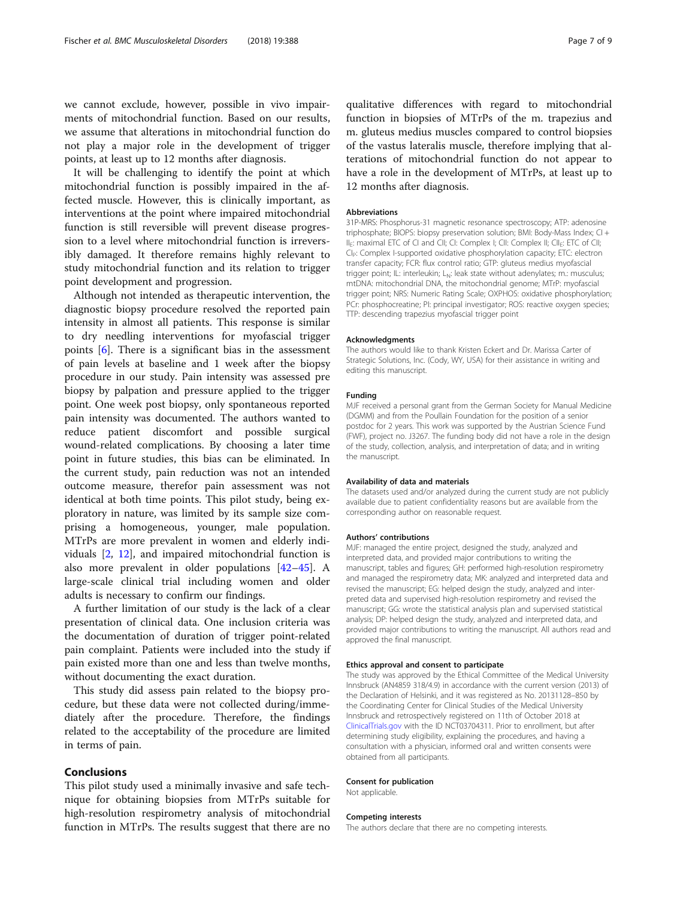we cannot exclude, however, possible in vivo impairments of mitochondrial function. Based on our results, we assume that alterations in mitochondrial function do not play a major role in the development of trigger points, at least up to 12 months after diagnosis.

It will be challenging to identify the point at which mitochondrial function is possibly impaired in the affected muscle. However, this is clinically important, as interventions at the point where impaired mitochondrial function is still reversible will prevent disease progression to a level where mitochondrial function is irreversibly damaged. It therefore remains highly relevant to study mitochondrial function and its relation to trigger point development and progression.

Although not intended as therapeutic intervention, the diagnostic biopsy procedure resolved the reported pain intensity in almost all patients. This response is similar to dry needling interventions for myofascial trigger points [6]. There is a significant bias in the assessment of pain levels at baseline and 1 week after the biopsy procedure in our study. Pain intensity was assessed pre biopsy by palpation and pressure applied to the trigger point. One week post biopsy, only spontaneous reported pain intensity was documented. The authors wanted to reduce patient discomfort and possible surgical wound-related complications. By choosing a later time point in future studies, this bias can be eliminated. In the current study, pain reduction was not an intended outcome measure, therefor pain assessment was not identical at both time points. This pilot study, being exploratory in nature, was limited by its sample size comprising a homogeneous, younger, male population. MTrPs are more prevalent in women and elderly individuals [2, 12], and impaired mitochondrial function is also more prevalent in older populations [42–45]. A large-scale clinical trial including women and older adults is necessary to confirm our findings.

A further limitation of our study is the lack of a clear presentation of clinical data. One inclusion criteria was the documentation of duration of trigger point-related pain complaint. Patients were included into the study if pain existed more than one and less than twelve months, without documenting the exact duration.

This study did assess pain related to the biopsy procedure, but these data were not collected during/immediately after the procedure. Therefore, the findings related to the acceptability of the procedure are limited in terms of pain.

## Conclusions

This pilot study used a minimally invasive and safe technique for obtaining biopsies from MTrPs suitable for high-resolution respirometry analysis of mitochondrial function in MTrPs. The results suggest that there are no qualitative differences with regard to mitochondrial function in biopsies of MTrPs of the m. trapezius and m. gluteus medius muscles compared to control biopsies of the vastus lateralis muscle, therefore implying that alterations of mitochondrial function do not appear to have a role in the development of MTrPs, at least up to 12 months after diagnosis.

#### Abbreviations

31P-MRS: Phosphorus-31 magnetic resonance spectroscopy; ATP: adenosine triphosphate; BIOPS: biopsy preservation solution; BMI: Body-Mass Index; CI + $II_E$: maximal ETC of CI and CII; CI: Complex I; CII: Complex II; $CII_E$: ETC of CII; $CI_P$: Complex I-supported oxidative phosphorylation capacity; ETC: electron transfer capacity; FCR: flux control ratio; GTP: gluteus medius myofascial trigger point; IL: interleukin; $L_N$: leak state without adenylates; m.: musculus; mtDNA: mitochondrial DNA, the mitochondrial genome; MTrP: myofascial trigger point; NRS: Numeric Rating Scale; OXPHOS: oxidative phosphorylation; PCr: phosphocreatine; PI: principal investigator; ROS: reactive oxygen species; TTP: descending trapezius myofascial trigger point

#### Acknowledgments

The authors would like to thank Kristen Eckert and Dr. Marissa Carter of Strategic Solutions, Inc. (Cody, WY, USA) for their assistance in writing and editing this manuscript.

#### Funding

MJF received a personal grant from the German Society for Manual Medicine (DGMM) and from the Poullain Foundation for the position of a senior postdoc for 2 years. This work was supported by the Austrian Science Fund (FWF), project no. J3267. The funding body did not have a role in the design of the study, collection, analysis, and interpretation of data; and in writing the manuscript.

#### Availability of data and materials

The datasets used and/or analyzed during the current study are not publicly available due to patient confidentiality reasons but are available from the corresponding author on reasonable request.

#### Authors' contributions

MJF: managed the entire project, designed the study, analyzed and interpreted data, and provided major contributions to writing the manuscript, tables and figures; GH: performed high-resolution respirometry and managed the respirometry data; MK: analyzed and interpreted data and revised the manuscript; EG: helped design the study, analyzed and interpreted data and supervised high-resolution respirometry and revised the manuscript; GG: wrote the statistical analysis plan and supervised statistical analysis; DP: helped design the study, analyzed and interpreted data, and provided major contributions to writing the manuscript. All authors read and approved the final manuscript.

#### Ethics approval and consent to participate

The study was approved by the Ethical Committee of the Medical University Innsbruck (AN4859 318/4.9) in accordance with the current version (2013) of the Declaration of Helsinki, and it was registered as No. 20131128–850 by the Coordinating Center for Clinical Studies of the Medical University Innsbruck and retrospectively registered on 11th of October 2018 at ClinicalTrials.gov with the ID NCT03704311. Prior to enrollment, but after determining study eligibility, explaining the procedures, and having a consultation with a physician, informed oral and written consents were obtained from all participants.

#### Consent for publication

Not applicable.

#### Competing interests

The authors declare that there are no competing interests.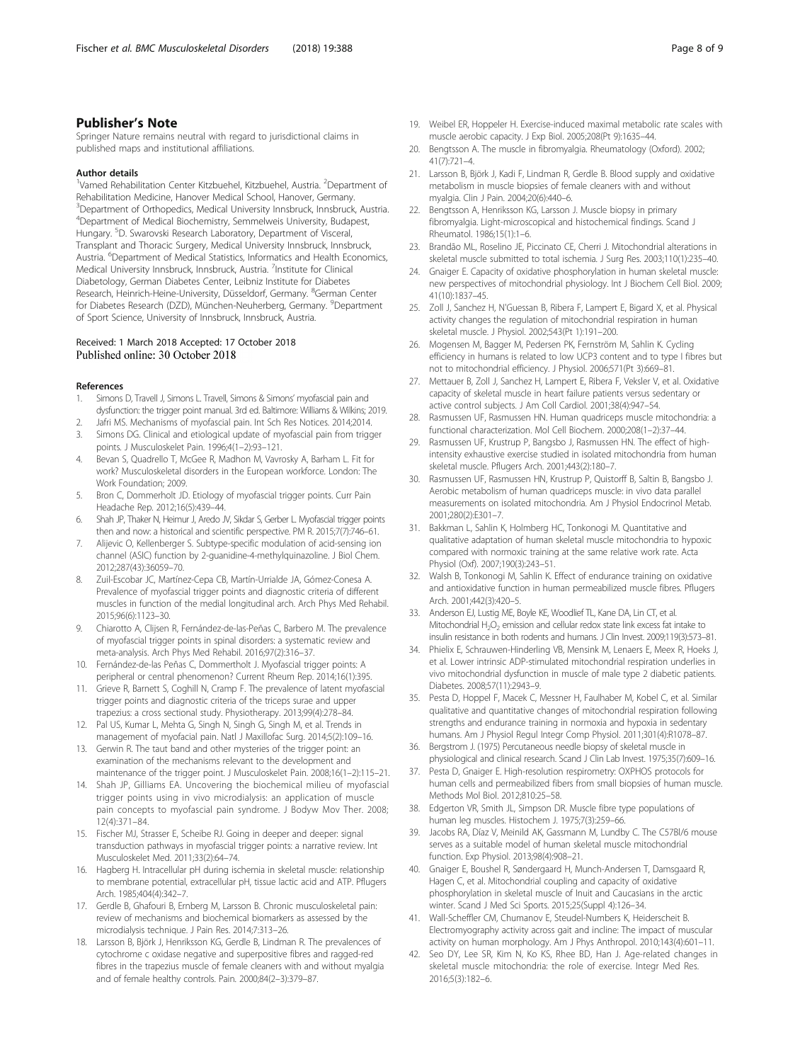## Publisher's Note

Springer Nature remains neutral with regard to jurisdictional claims in published maps and institutional affiliations.

### Author details

[1]Vamed Rehabilitation Center Kitzbuehel, Kitzbuehel, Austria. [2]Department of Rehabilitation Medicine, Hanover Medical School, Hanover, Germany. [3]Department of Orthopedics, Medical University Innsbruck, Innsbruck, Austria. [4]Department of Medical Biochemistry, Semmelweis University, Budapest, Hungary. [5]D. Swarovski Research Laboratory, Department of Visceral, Transplant and Thoracic Surgery, Medical University Innsbruck, Innsbruck, Austria. [6]Department of Medical Statistics, Informatics and Health Economics, Medical University Innsbruck, Innsbruck, Austria. [7]Institute for Clinical Diabetology, German Diabetes Center, Leibniz Institute for Diabetes Research, Heinrich-Heine-University, Düsseldorf, Germany. [8]German Center for Diabetes Research (DZD), München-Neuherberg, Germany. [9]Department of Sport Science, University of Innsbruck, Innsbruck, Austria.

Received: 1 March 2018 Accepted: 17 October 2018
Published online: 30 October 2018

### References

1. Simons D, Travell J, Simons L. Travell, Simons & Simons' myofascial pain and dysfunction: the trigger point manual. 3rd ed. Baltimore: Williams & Wilkins; 2019.
2. Jafri MS. Mechanisms of myofascial pain. Int Sch Res Notices. 2014;2014.
3. Simons DG. Clinical and etiological update of myofascial pain from trigger points. J Musculoskelet Pain. 1996;4(1–2):93–121.
4. Bevan S, Quadrello T, McGee R, Madhon M, Vavrosky A, Barham L. Fit for work? Musculoskeletal disorders in the European workforce. London: The Work Foundation; 2009.
5. Bron C, Dommerholt JD. Etiology of myofascial trigger points. Curr Pain Headache Rep. 2012;16(5):439–44.
6. Shah JP, Thaker N, Heimur J, Aredo JV, Sikdar S, Gerber L. Myofascial trigger points then and now: a historical and scientific perspective. PM R. 2015;7(7):746–61.
7. Alijevic O, Kellenberger S. Subtype-specific modulation of acid-sensing ion channel (ASIC) function by 2-guanidine-4-methylquinazoline. J Biol Chem. 2012;287(43):36059–70.
8. Zuil-Escobar JC, Martínez-Cepa CB, Martín-Urrialde JA, Gómez-Conesa A. Prevalence of myofascial trigger points and diagnostic criteria of different muscles in function of the medial longitudinal arch. Arch Phys Med Rehabil. 2015;96(6):1123–30.
9. Chiarotto A, Clijsen R, Fernández-de-las-Peñas C, Barbero M. The prevalence of myofascial trigger points in spinal disorders: a systematic review and meta-analysis. Arch Phys Med Rehabil. 2016;97(2):316–37.
10. Fernández-de-las Peñas C, Dommertholt J. Myofascial trigger points: A peripheral or central phenomenon? Current Rheum Rep. 2014;16(1):395.
11. Grieve R, Barnett S, Coghill N, Cramp F. The prevalence of latent myofascial trigger points and diagnostic criteria of the triceps surae and upper trapezius: a cross sectional study. Physiotherapy. 2013;99(4):278–84.
12. Pal US, Kumar L, Mehta G, Singh N, Singh G, Singh M, et al. Trends in management of myofacial pain. Natl J Maxillofac Surg. 2014;5(2):109–16.
13. Gerwin R. The taut band and other mysteries of the trigger point: an examination of the mechanisms relevant to the development and maintenance of the trigger point. J Musculoskelet Pain. 2008;16(1–2):115–21.
14. Shah JP, Gilliams EA. Uncovering the biochemical milieu of myofascial trigger points using in vivo microdialysis: an application of muscle pain concepts to myofascial pain syndrome. J Bodyw Mov Ther. 2008; 12(4):371–84.
15. Fischer MJ, Strasser E, Scheibe RJ. Going in deeper and deeper: signal transduction pathways in myofascial trigger points: a narrative review. Int Musculoskelet Med. 2011;33(2):64–74.
16. Hagberg H. Intracellular pH during ischemia in skeletal muscle: relationship to membrane potential, extracellular pH, tissue lactic acid and ATP. Pflugers Arch. 1985;404(4):342–7.
17. Gerdle B, Ghafouri B, Ernberg M, Larsson B. Chronic musculoskeletal pain: review of mechanisms and biochemical biomarkers as assessed by the microdialysis technique. J Pain Res. 2014;7:313–26.
18. Larsson B, Björk J, Henriksson KG, Gerdle B, Lindman R. The prevalences of cytochrome c oxidase negative and superpositive fibres and ragged-red fibres in the trapezius muscle of female cleaners with and without myalgia and of female healthy controls. Pain. 2000;84(2–3):379–87.
19. Weibel ER, Hoppeler H. Exercise-induced maximal metabolic rate scales with muscle aerobic capacity. J Exp Biol. 2005;208(Pt 9):1635–44.
20. Bengtsson A. The muscle in fibromyalgia. Rheumatology (Oxford). 2002; 41(7):721–4.
21. Larsson B, Björk J, Kadi F, Lindman R, Gerdle B. Blood supply and oxidative metabolism in muscle biopsies of female cleaners with and without myalgia. Clin J Pain. 2004;20(6):440–6.
22. Bengtsson A, Henriksson KG, Larsson J. Muscle biopsy in primary fibromyalgia. Light-microscopical and histochemical findings. Scand J Rheumatol. 1986;15(1):1–6.
23. Brandão ML, Roselino JE, Piccinato CE, Cherri J. Mitochondrial alterations in skeletal muscle submitted to total ischemia. J Surg Res. 2003;110(1):235–40.
24. Gnaiger E. Capacity of oxidative phosphorylation in human skeletal muscle: new perspectives of mitochondrial physiology. Int J Biochem Cell Biol. 2009; 41(10):1837–45.
25. Zoll J, Sanchez H, N'Guessan B, Ribera F, Lampert E, Bigard X, et al. Physical activity changes the regulation of mitochondrial respiration in human skeletal muscle. J Physiol. 2002;543(Pt 1):191–200.
26. Mogensen M, Bagger M, Pedersen PK, Fernström M, Sahlin K. Cycling efficiency in humans is related to low UCP3 content and to type I fibres but not to mitochondrial efficiency. J Physiol. 2006;571(Pt 3):669–81.
27. Mettauer B, Zoll J, Sanchez H, Lampert E, Ribera F, Veksler V, et al. Oxidative capacity of skeletal muscle in heart failure patients versus sedentary or active control subjects. J Am Coll Cardiol. 2001;38(4):947–54.
28. Rasmussen UF, Rasmussen HN. Human quadriceps muscle mitochondria: a functional characterization. Mol Cell Biochem. 2000;208(1–2):37–44.
29. Rasmussen UF, Krustrup P, Bangsbo J, Rasmussen HN. The effect of high-intensity exhaustive exercise studied in isolated mitochondria from human skeletal muscle. Pflugers Arch. 2001;443(2):180–7.
30. Rasmussen UF, Rasmussen HN, Krustrup P, Quistorff B, Saltin B, Bangsbo J. Aerobic metabolism of human quadriceps muscle: in vivo data parallel measurements on isolated mitochondria. Am J Physiol Endocrinol Metab. 2001;280(2):E301–7.
31. Bakkman L, Sahlin K, Holmberg HC, Tonkonogi M. Quantitative and qualitative adaptation of human skeletal muscle mitochondria to hypoxic compared with normoxic training at the same relative work rate. Acta Physiol (Oxf). 2007;190(3):243–51.
32. Walsh B, Tonkonogi M, Sahlin K. Effect of endurance training on oxidative and antioxidative function in human permeabilized muscle fibres. Pflugers Arch. 2001;442(3):420–5.
33. Anderson EJ, Lustig ME, Boyle KE, Woodlief TL, Kane DA, Lin CT, et al. Mitochondrial $H_2O_2$ emission and cellular redox state link excess fat intake to insulin resistance in both rodents and humans. J Clin Invest. 2009;119(3):573–81.
34. Phielix E, Schrauwen-Hinderling VB, Mensink M, Lenaers E, Meex R, Hoeks J, et al. Lower intrinsic ADP-stimulated mitochondrial respiration underlies in vivo mitochondrial dysfunction in muscle of male type 2 diabetic patients. Diabetes. 2008;57(11):2943–9.
35. Pesta D, Hoppel F, Macek C, Messner H, Faulhaber M, Kobel C, et al. Similar qualitative and quantitative changes of mitochondrial respiration following strengths and endurance training in normoxia and hypoxia in sedentary humans. Am J Physiol Regul Integr Comp Physiol. 2011;301(4):R1078–87.
36. Bergstrom J. (1975) Percutaneous needle biopsy of skeletal muscle in physiological and clinical research. Scand J Clin Lab Invest. 1975;35(7):609–16.
37. Pesta D, Gnaiger E. High-resolution respirometry: OXPHOS protocols for human cells and permeabilized fibers from small biopsies of human muscle. Methods Mol Biol. 2012;810:25–58.
38. Edgerton VR, Smith JL, Simpson DR. Muscle fibre type populations of human leg muscles. Histochem J. 1975;7(3):259–66.
39. Jacobs RA, Díaz V, Meinild AK, Gassmann M, Lundby C. The C57Bl/6 mouse serves as a suitable model of human skeletal muscle mitochondrial function. Exp Physiol. 2013;98(4):908–21.
40. Gnaiger E, Boushel R, Søndergaard H, Munch-Andersen T, Damsgaard R, Hagen C, et al. Mitochondrial coupling and capacity of oxidative phosphorylation in skeletal muscle of Inuit and Caucasians in the arctic winter. Scand J Med Sci Sports. 2015;25(Suppl 4):126–34.
41. Wall-Scheffler CM, Chumanov E, Steudel-Numbers K, Heiderscheit B. Electromyography activity across gait and incline: The impact of muscular activity on human morphology. Am J Phys Anthropol. 2010;143(4):601–11.
42. Seo DY, Lee SR, Kim N, Ko KS, Rhee BD, Han J. Age-related changes in skeletal muscle mitochondria: the role of exercise. Integr Med Res. 2016;5(3):182–6.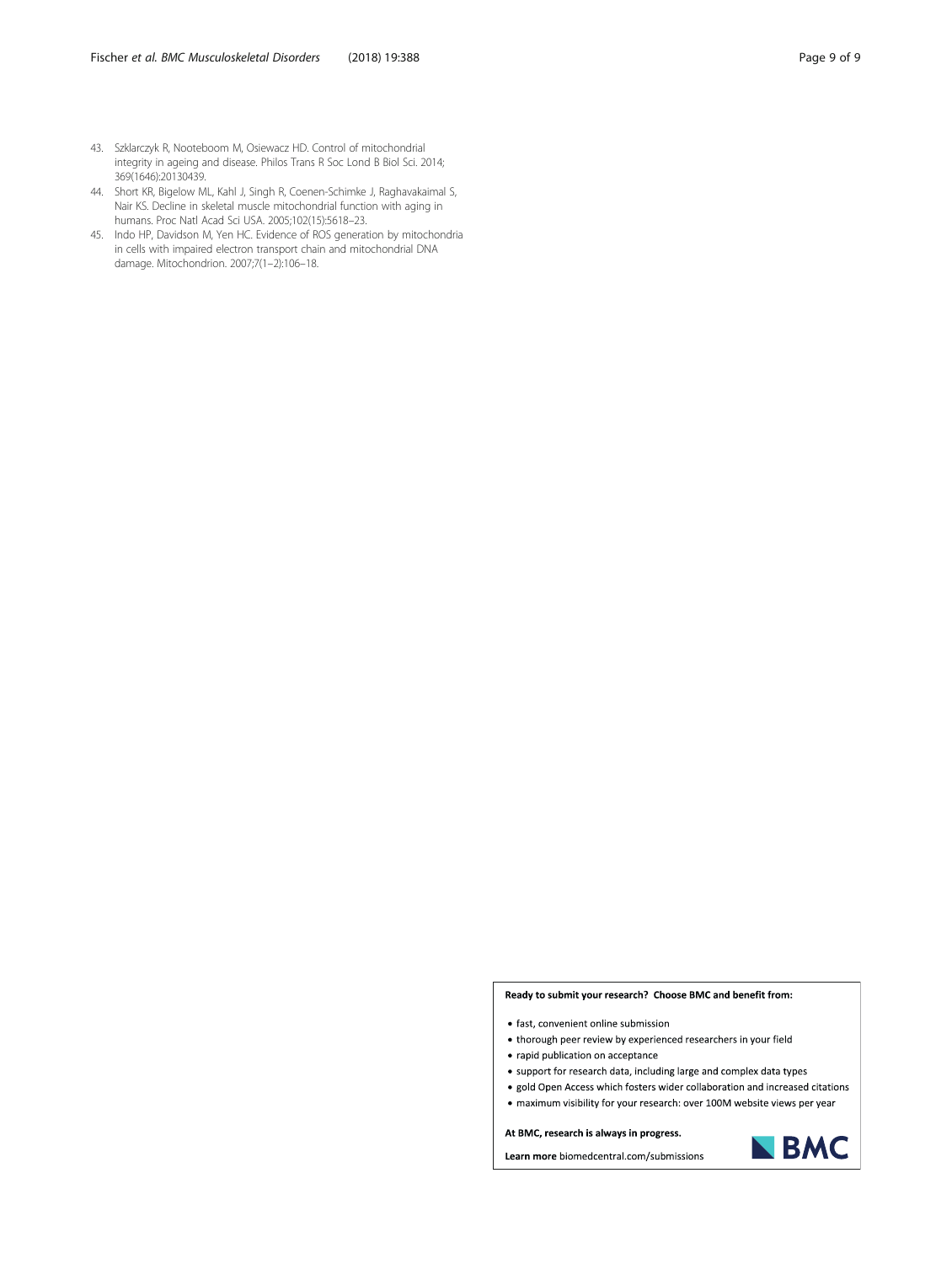43. Szklarczyk R, Nooteboom M, Osiewacz HD. Control of mitochondrial integrity in ageing and disease. Philos Trans R Soc Lond B Biol Sci. 2014; 369(1646):20130439.
44. Short KR, Bigelow ML, Kahl J, Singh R, Coenen-Schimke J, Raghavakaimal S, Nair KS. Decline in skeletal muscle mitochondrial function with aging in humans. Proc Natl Acad Sci USA. 2005;102(15):5618–23.
45. Indo HP, Davidson M, Yen HC. Evidence of ROS generation by mitochondria in cells with impaired electron transport chain and mitochondrial DNA damage. Mitochondrion. 2007;7(1–2):106–18.

**Ready to submit your research? Choose BMC and benefit from:**

- fast, convenient online submission
- thorough peer review by experienced researchers in your field
- rapid publication on acceptance
- support for research data, including large and complex data types
- gold Open Access which fosters wider collaboration and increased citations
- maximum visibility for your research: over 100M website views per year

**At BMC, research is always in progress.**

**Learn more** biomedcentral.com/submissions

BMC